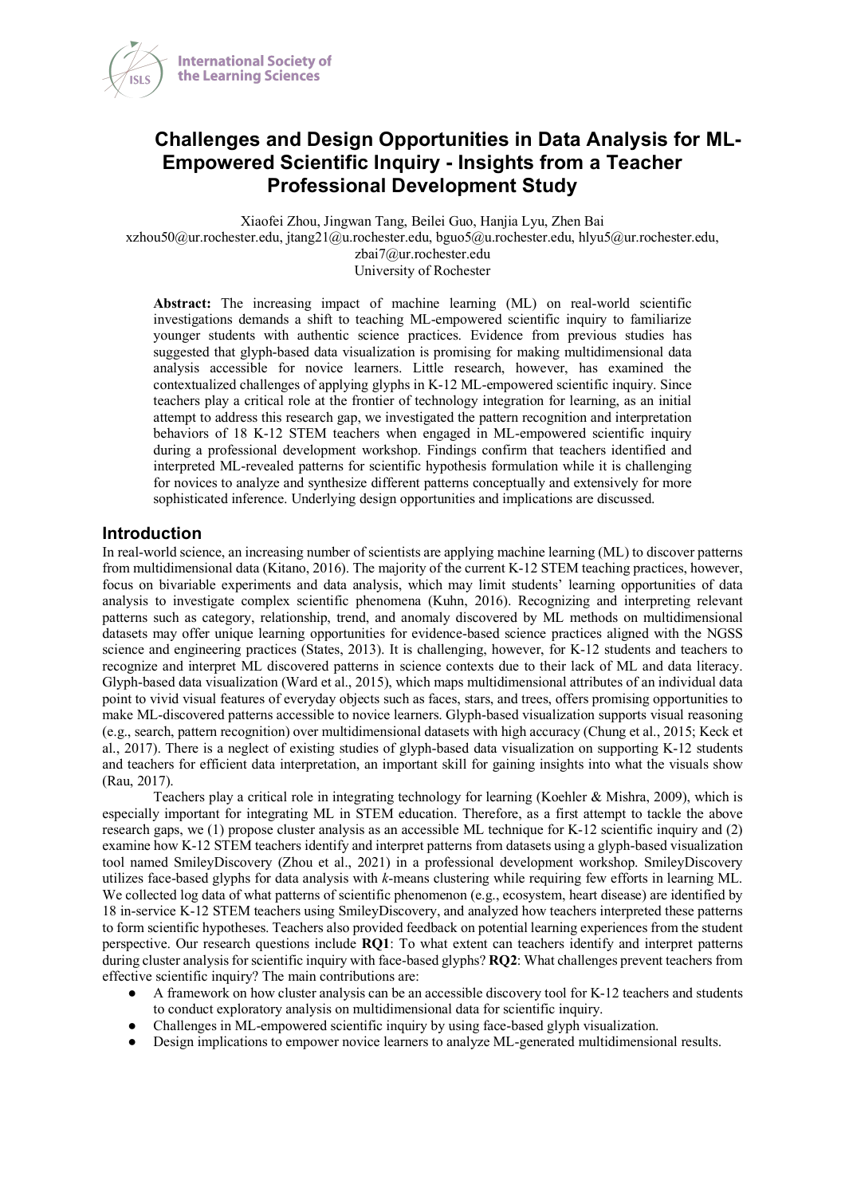# Challenges and Design Opportunities in Data Analysis for ML-Empowered Scientific Inquiry - Insights from a Teacher Professional Development Study

Xiaofei Zhou, Jingwan Tang, Beilei Guo, Hanjia Lyu, Zhen Bai
xzhou50@ur.rochester.edu, jtang21@u.rochester.edu, bguo5@u.rochester.edu, hlyu5@ur.rochester.edu, zbai7@ur.rochester.edu
University of Rochester

**Abstract:** The increasing impact of machine learning (ML) on real-world scientific investigations demands a shift to teaching ML-empowered scientific inquiry to familiarize younger students with authentic science practices. Evidence from previous studies has suggested that glyph-based data visualization is promising for making multidimensional data analysis accessible for novice learners. Little research, however, has examined the contextualized challenges of applying glyphs in K-12 ML-empowered scientific inquiry. Since teachers play a critical role at the frontier of technology integration for learning, as an initial attempt to address this research gap, we investigated the pattern recognition and interpretation behaviors of 18 K-12 STEM teachers when engaged in ML-empowered scientific inquiry during a professional development workshop. Findings confirm that teachers identified and interpreted ML-revealed patterns for scientific hypothesis formulation while it is challenging for novices to analyze and synthesize different patterns conceptually and extensively for more sophisticated inference. Underlying design opportunities and implications are discussed.

## Introduction

In real-world science, an increasing number of scientists are applying machine learning (ML) to discover patterns from multidimensional data (Kitano, 2016). The majority of the current K-12 STEM teaching practices, however, focus on bivariable experiments and data analysis, which may limit students' learning opportunities of data analysis to investigate complex scientific phenomena (Kuhn, 2016). Recognizing and interpreting relevant patterns such as category, relationship, trend, and anomaly discovered by ML methods on multidimensional datasets may offer unique learning opportunities for evidence-based science practices aligned with the NGSS science and engineering practices (States, 2013). It is challenging, however, for K-12 students and teachers to recognize and interpret ML discovered patterns in science contexts due to their lack of ML and data literacy. Glyph-based data visualization (Ward et al., 2015), which maps multidimensional attributes of an individual data point to vivid visual features of everyday objects such as faces, stars, and trees, offers promising opportunities to make ML-discovered patterns accessible to novice learners. Glyph-based visualization supports visual reasoning (e.g., search, pattern recognition) over multidimensional datasets with high accuracy (Chung et al., 2015; Keck et al., 2017). There is a neglect of existing studies of glyph-based data visualization on supporting K-12 students and teachers for efficient data interpretation, an important skill for gaining insights into what the visuals show (Rau, 2017).

Teachers play a critical role in integrating technology for learning (Koehler & Mishra, 2009), which is especially important for integrating ML in STEM education. Therefore, as a first attempt to tackle the above research gaps, we (1) propose cluster analysis as an accessible ML technique for K-12 scientific inquiry and (2) examine how K-12 STEM teachers identify and interpret patterns from datasets using a glyph-based visualization tool named SmileyDiscovery (Zhou et al., 2021) in a professional development workshop. SmileyDiscovery utilizes face-based glyphs for data analysis with *k*-means clustering while requiring few efforts in learning ML. We collected log data of what patterns of scientific phenomenon (e.g., ecosystem, heart disease) are identified by 18 in-service K-12 STEM teachers using SmileyDiscovery, and analyzed how teachers interpreted these patterns to form scientific hypotheses. Teachers also provided feedback on potential learning experiences from the student perspective. Our research questions include **RQ1**: To what extent can teachers identify and interpret patterns during cluster analysis for scientific inquiry with face-based glyphs? **RQ2**: What challenges prevent teachers from effective scientific inquiry? The main contributions are:

- A framework on how cluster analysis can be an accessible discovery tool for K-12 teachers and students to conduct exploratory analysis on multidimensional data for scientific inquiry.
- Challenges in ML-empowered scientific inquiry by using face-based glyph visualization.
- Design implications to empower novice learners to analyze ML-generated multidimensional results.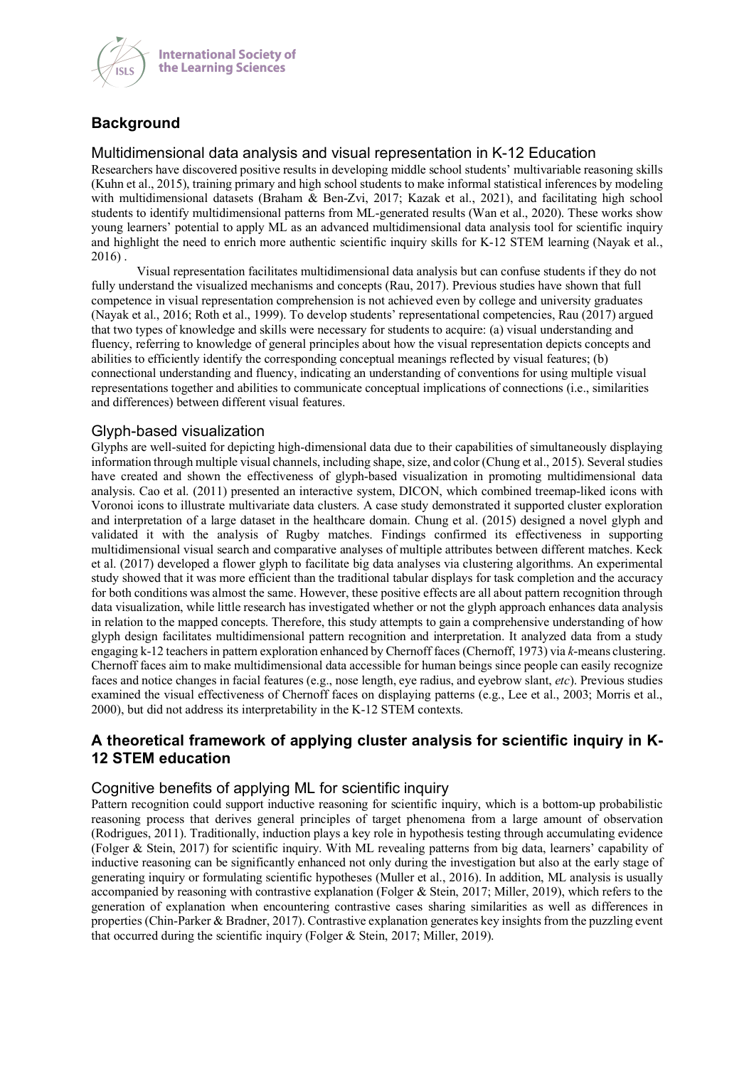## Background

### Multidimensional data analysis and visual representation in K-12 Education

Researchers have discovered positive results in developing middle school students' multivariable reasoning skills (Kuhn et al., 2015), training primary and high school students to make informal statistical inferences by modeling with multidimensional datasets (Braham & Ben-Zvi, 2017; Kazak et al., 2021), and facilitating high school students to identify multidimensional patterns from ML-generated results (Wan et al., 2020). These works show young learners' potential to apply ML as an advanced multidimensional data analysis tool for scientific inquiry and highlight the need to enrich more authentic scientific inquiry skills for K-12 STEM learning (Nayak et al., 2016) .

Visual representation facilitates multidimensional data analysis but can confuse students if they do not fully understand the visualized mechanisms and concepts (Rau, 2017). Previous studies have shown that full competence in visual representation comprehension is not achieved even by college and university graduates (Nayak et al., 2016; Roth et al., 1999). To develop students' representational competencies, Rau (2017) argued that two types of knowledge and skills were necessary for students to acquire: (a) visual understanding and fluency, referring to knowledge of general principles about how the visual representation depicts concepts and abilities to efficiently identify the corresponding conceptual meanings reflected by visual features; (b) connectional understanding and fluency, indicating an understanding of conventions for using multiple visual representations together and abilities to communicate conceptual implications of connections (i.e., similarities and differences) between different visual features.

### Glyph-based visualization

Glyphs are well-suited for depicting high-dimensional data due to their capabilities of simultaneously displaying information through multiple visual channels, including shape, size, and color (Chung et al., 2015). Several studies have created and shown the effectiveness of glyph-based visualization in promoting multidimensional data analysis. Cao et al. (2011) presented an interactive system, DICON, which combined treemap-liked icons with Voronoi icons to illustrate multivariate data clusters. A case study demonstrated it supported cluster exploration and interpretation of a large dataset in the healthcare domain. Chung et al. (2015) designed a novel glyph and validated it with the analysis of Rugby matches. Findings confirmed its effectiveness in supporting multidimensional visual search and comparative analyses of multiple attributes between different matches. Keck et al. (2017) developed a flower glyph to facilitate big data analyses via clustering algorithms. An experimental study showed that it was more efficient than the traditional tabular displays for task completion and the accuracy for both conditions was almost the same. However, these positive effects are all about pattern recognition through data visualization, while little research has investigated whether or not the glyph approach enhances data analysis in relation to the mapped concepts. Therefore, this study attempts to gain a comprehensive understanding of how glyph design facilitates multidimensional pattern recognition and interpretation. It analyzed data from a study engaging k-12 teachers in pattern exploration enhanced by Chernoff faces (Chernoff, 1973) via *k*-means clustering. Chernoff faces aim to make multidimensional data accessible for human beings since people can easily recognize faces and notice changes in facial features (e.g., nose length, eye radius, and eyebrow slant, *etc*). Previous studies examined the visual effectiveness of Chernoff faces on displaying patterns (e.g., Lee et al., 2003; Morris et al., 2000), but did not address its interpretability in the K-12 STEM contexts.

## A theoretical framework of applying cluster analysis for scientific inquiry in K-12 STEM education

### Cognitive benefits of applying ML for scientific inquiry

Pattern recognition could support inductive reasoning for scientific inquiry, which is a bottom-up probabilistic reasoning process that derives general principles of target phenomena from a large amount of observation (Rodrigues, 2011). Traditionally, induction plays a key role in hypothesis testing through accumulating evidence (Folger & Stein, 2017) for scientific inquiry. With ML revealing patterns from big data, learners' capability of inductive reasoning can be significantly enhanced not only during the investigation but also at the early stage of generating inquiry or formulating scientific hypotheses (Muller et al., 2016). In addition, ML analysis is usually accompanied by reasoning with contrastive explanation (Folger & Stein, 2017; Miller, 2019), which refers to the generation of explanation when encountering contrastive cases sharing similarities as well as differences in properties (Chin-Parker & Bradner, 2017). Contrastive explanation generates key insights from the puzzling event that occurred during the scientific inquiry (Folger & Stein, 2017; Miller, 2019).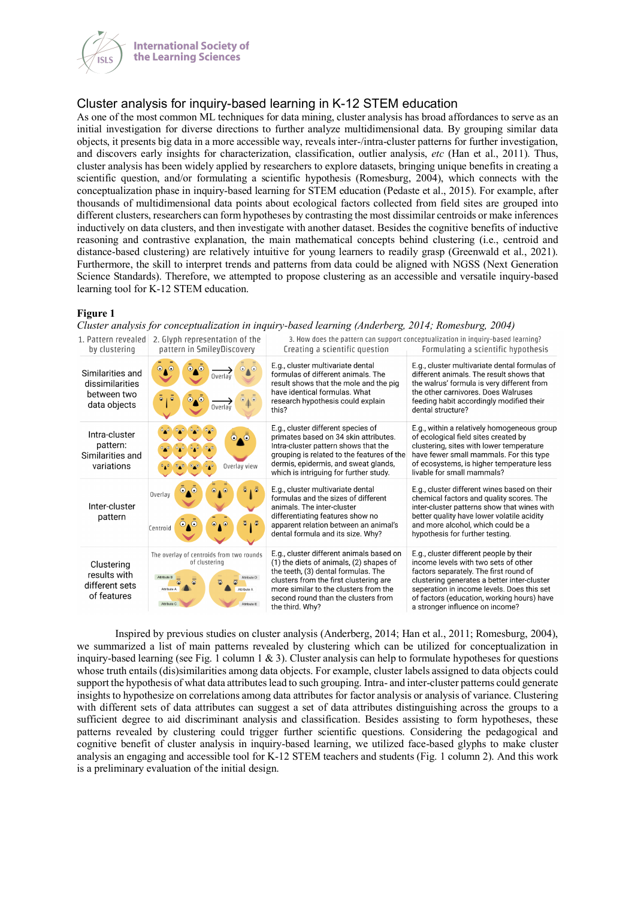## Cluster analysis for inquiry-based learning in K-12 STEM education

As one of the most common ML techniques for data mining, cluster analysis has broad affordances to serve as an initial investigation for diverse directions to further analyze multidimensional data. By grouping similar data objects, it presents big data in a more accessible way, reveals inter-/intra-cluster patterns for further investigation, and discovers early insights for characterization, classification, outlier analysis, *etc* (Han et al., 2011). Thus, cluster analysis has been widely applied by researchers to explore datasets, bringing unique benefits in creating a scientific question, and/or formulating a scientific hypothesis (Romesburg, 2004), which connects with the conceptualization phase in inquiry-based learning for STEM education (Pedaste et al., 2015). For example, after thousands of multidimensional data points about ecological factors collected from field sites are grouped into different clusters, researchers can form hypotheses by contrasting the most dissimilar centroids or make inferences inductively on data clusters, and then investigate with another dataset. Besides the cognitive benefits of inductive reasoning and contrastive explanation, the main mathematical concepts behind clustering (i.e., centroid and distance-based clustering) are relatively intuitive for young learners to readily grasp (Greenwald et al., 2021). Furthermore, the skill to interpret trends and patterns from data could be aligned with NGSS (Next Generation Science Standards). Therefore, we attempted to propose clustering as an accessible and versatile inquiry-based learning tool for K-12 STEM education.

**Figure 1**

*Cluster analysis for conceptualization in inquiry-based learning (Anderberg, 2014; Romesburg, 2004)*

| 1. Pattern revealed by clustering | 2. Glyph representation of the pattern in SmileyDiscovery | 3. How does the pattern can support conceptualization in inquiry-based learning? Creating a scientific question | Formulating a scientific hypothesis |
|---|---|---|---|
| Similarities and dissimilarities between two data objects | Overlay; Overlay | E.g., cluster multivariate dental formulas of different animals. The result shows that the mole and the pig have identical formulas. What research hypothesis could explain this? | E.g., cluster multivariate dental formulas of different animals. The result shows that the walrus' formula is very different from the other carnivores. Does Walruses feeding habit accordingly modified their dental structure? |
| Intra-cluster pattern: Similarities and variations | Overlay view | E.g., cluster different species of primates based on 34 skin attributes. Intra-cluster pattern shows that the grouping is related to the features of the dermis, epidermis, and sweat glands, which is intriguing for further study. | E.g., within a relatively homogeneous group of ecological field sites created by clustering, sites with lower temperature have fewer small mammals. For this type of ecosystems, is higher temperature less livable for small mammals? |
| Inter-cluster pattern | Overlay; Centroid | E.g., cluster multivariate dental formulas and the sizes of different animals. The inter-cluster differentiating features show no apparent relation between an animal's dental formula and its size. Why? | E.g., cluster different wines based on their chemical factors and quality scores. The inter-cluster patterns show that wines with better quality have lower volatile acidity and more alcohol, which could be a hypothesis for further testing. |
| Clustering results with different sets of features | The overlay of centroids from two rounds of clustering (Attribute A, Attribute B, Attribute C, Attribute D, Attribute E) | E.g., cluster different animals based on (1) the diets of animals, (2) shapes of the teeth, (3) dental formulas. The clusters from the first clustering are more similar to the clusters from the second round than the clusters from the third. Why? | E.g., cluster different people by their income levels with two sets of other factors separately. The first round of clustering generates a better inter-cluster seperation in income levels. Does this set of factors (education, working hours) have a stronger influence on income? |

Inspired by previous studies on cluster analysis (Anderberg, 2014; Han et al., 2011; Romesburg, 2004), we summarized a list of main patterns revealed by clustering which can be utilized for conceptualization in inquiry-based learning (see Fig. 1 column 1 & 3). Cluster analysis can help to formulate hypotheses for questions whose truth entails (dis)similarities among data objects. For example, cluster labels assigned to data objects could support the hypothesis of what data attributes lead to such grouping. Intra- and inter-cluster patterns could generate insights to hypothesize on correlations among data attributes for factor analysis or analysis of variance. Clustering with different sets of data attributes can suggest a set of data attributes distinguishing the groups to a sufficient degree to aid discriminant analysis and classification. Besides assisting to form hypotheses, these patterns revealed by clustering could trigger further scientific questions. Considering the pedagogical and cognitive benefit of cluster analysis in inquiry-based learning, we utilized face-based glyphs to make cluster analysis an engaging and accessible tool for K-12 STEM teachers and students (Fig. 1 column 2). And this work is a preliminary evaluation of the initial design.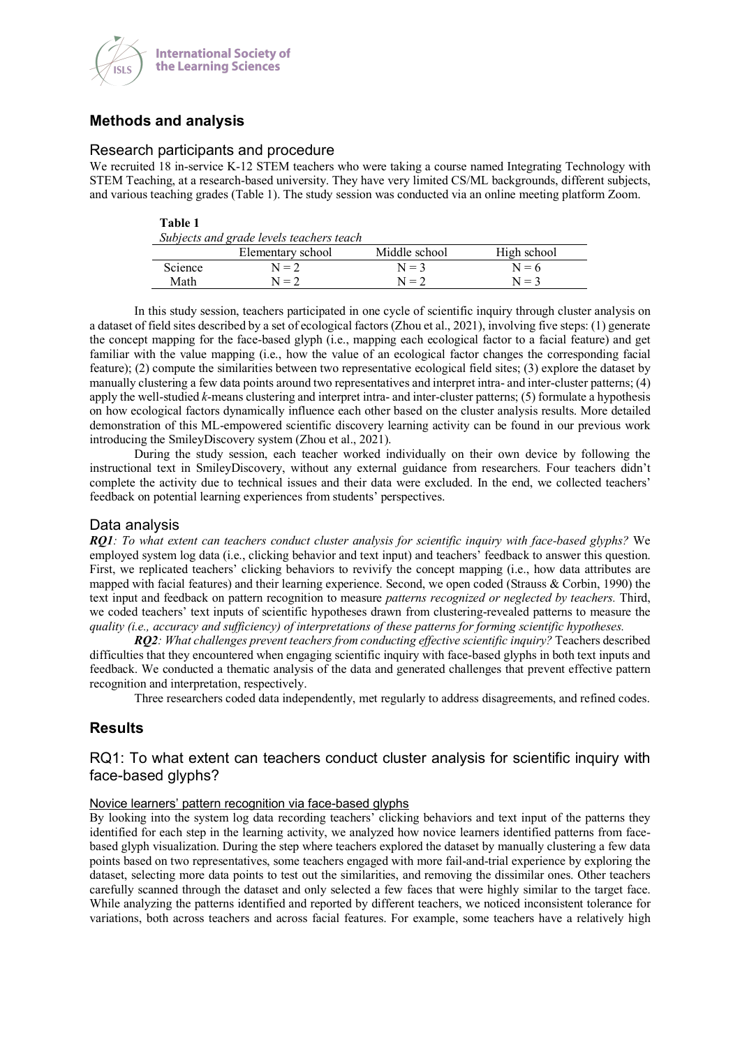## Methods and analysis

### Research participants and procedure

We recruited 18 in-service K-12 STEM teachers who were taking a course named Integrating Technology with STEM Teaching, at a research-based university. They have very limited CS/ML backgrounds, different subjects, and various teaching grades (Table 1). The study session was conducted via an online meeting platform Zoom.

**Table 1**
*Subjects and grade levels teachers teach*

| | Elementary school | Middle school | High school |
|---|---|---|---|
| Science | N = 2 | N = 3 | N = 6 |
| Math | N = 2 | N = 2 | N = 3 |

In this study session, teachers participated in one cycle of scientific inquiry through cluster analysis on a dataset of field sites described by a set of ecological factors (Zhou et al., 2021), involving five steps: (1) generate the concept mapping for the face-based glyph (i.e., mapping each ecological factor to a facial feature) and get familiar with the value mapping (i.e., how the value of an ecological factor changes the corresponding facial feature); (2) compute the similarities between two representative ecological field sites; (3) explore the dataset by manually clustering a few data points around two representatives and interpret intra- and inter-cluster patterns; (4) apply the well-studied *k*-means clustering and interpret intra- and inter-cluster patterns; (5) formulate a hypothesis on how ecological factors dynamically influence each other based on the cluster analysis results. More detailed demonstration of this ML-empowered scientific discovery learning activity can be found in our previous work introducing the SmileyDiscovery system (Zhou et al., 2021).

During the study session, each teacher worked individually on their own device by following the instructional text in SmileyDiscovery, without any external guidance from researchers. Four teachers didn't complete the activity due to technical issues and their data were excluded. In the end, we collected teachers' feedback on potential learning experiences from students' perspectives.

### Data analysis

***RQ1****: To what extent can teachers conduct cluster analysis for scientific inquiry with face-based glyphs?* We employed system log data (i.e., clicking behavior and text input) and teachers' feedback to answer this question. First, we replicated teachers' clicking behaviors to revivify the concept mapping (i.e., how data attributes are mapped with facial features) and their learning experience. Second, we open coded (Strauss & Corbin, 1990) the text input and feedback on pattern recognition to measure *patterns recognized or neglected by teachers.* Third, we coded teachers' text inputs of scientific hypotheses drawn from clustering-revealed patterns to measure the *quality (i.e., accuracy and sufficiency) of interpretations of these patterns for forming scientific hypotheses.*

***RQ2****: What challenges prevent teachers from conducting effective scientific inquiry?* Teachers described difficulties that they encountered when engaging scientific inquiry with face-based glyphs in both text inputs and feedback. We conducted a thematic analysis of the data and generated challenges that prevent effective pattern recognition and interpretation, respectively.

Three researchers coded data independently, met regularly to address disagreements, and refined codes.

## Results

### RQ1: To what extent can teachers conduct cluster analysis for scientific inquiry with face-based glyphs?

Novice learners' pattern recognition via face-based glyphs

By looking into the system log data recording teachers' clicking behaviors and text input of the patterns they identified for each step in the learning activity, we analyzed how novice learners identified patterns from face-based glyph visualization. During the step where teachers explored the dataset by manually clustering a few data points based on two representatives, some teachers engaged with more fail-and-trial experience by exploring the dataset, selecting more data points to test out the similarities, and removing the dissimilar ones. Other teachers carefully scanned through the dataset and only selected a few faces that were highly similar to the target face. While analyzing the patterns identified and reported by different teachers, we noticed inconsistent tolerance for variations, both across teachers and across facial features. For example, some teachers have a relatively high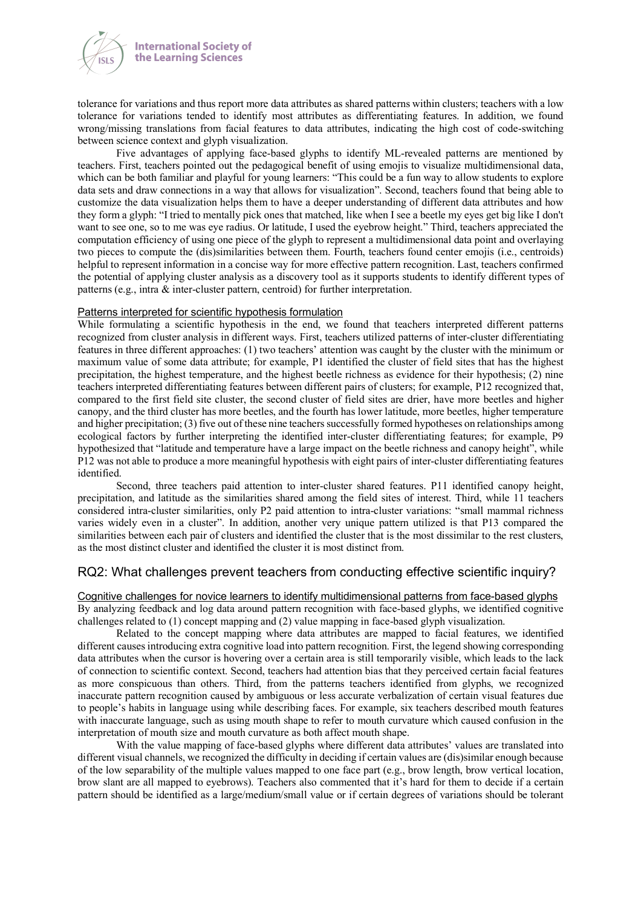tolerance for variations and thus report more data attributes as shared patterns within clusters; teachers with a low tolerance for variations tended to identify most attributes as differentiating features. In addition, we found wrong/missing translations from facial features to data attributes, indicating the high cost of code-switching between science context and glyph visualization.

Five advantages of applying face-based glyphs to identify ML-revealed patterns are mentioned by teachers. First, teachers pointed out the pedagogical benefit of using emojis to visualize multidimensional data, which can be both familiar and playful for young learners: "This could be a fun way to allow students to explore data sets and draw connections in a way that allows for visualization". Second, teachers found that being able to customize the data visualization helps them to have a deeper understanding of different data attributes and how they form a glyph: "I tried to mentally pick ones that matched, like when I see a beetle my eyes get big like I don't want to see one, so to me was eye radius. Or latitude, I used the eyebrow height." Third, teachers appreciated the computation efficiency of using one piece of the glyph to represent a multidimensional data point and overlaying two pieces to compute the (dis)similarities between them. Fourth, teachers found center emojis (i.e., centroids) helpful to represent information in a concise way for more effective pattern recognition. Last, teachers confirmed the potential of applying cluster analysis as a discovery tool as it supports students to identify different types of patterns (e.g., intra & inter-cluster pattern, centroid) for further interpretation.

### Patterns interpreted for scientific hypothesis formulation

While formulating a scientific hypothesis in the end, we found that teachers interpreted different patterns recognized from cluster analysis in different ways. First, teachers utilized patterns of inter-cluster differentiating features in three different approaches: (1) two teachers' attention was caught by the cluster with the minimum or maximum value of some data attribute; for example, P1 identified the cluster of field sites that has the highest precipitation, the highest temperature, and the highest beetle richness as evidence for their hypothesis; (2) nine teachers interpreted differentiating features between different pairs of clusters; for example, P12 recognized that, compared to the first field site cluster, the second cluster of field sites are drier, have more beetles and higher canopy, and the third cluster has more beetles, and the fourth has lower latitude, more beetles, higher temperature and higher precipitation; (3) five out of these nine teachers successfully formed hypotheses on relationships among ecological factors by further interpreting the identified inter-cluster differentiating features; for example, P9 hypothesized that "latitude and temperature have a large impact on the beetle richness and canopy height", while P12 was not able to produce a more meaningful hypothesis with eight pairs of inter-cluster differentiating features identified.

Second, three teachers paid attention to inter-cluster shared features. P11 identified canopy height, precipitation, and latitude as the similarities shared among the field sites of interest. Third, while 11 teachers considered intra-cluster similarities, only P2 paid attention to intra-cluster variations: "small mammal richness varies widely even in a cluster". In addition, another very unique pattern utilized is that P13 compared the similarities between each pair of clusters and identified the cluster that is the most dissimilar to the rest clusters, as the most distinct cluster and identified the cluster it is most distinct from.

## RQ2: What challenges prevent teachers from conducting effective scientific inquiry?

### Cognitive challenges for novice learners to identify multidimensional patterns from face-based glyphs

By analyzing feedback and log data around pattern recognition with face-based glyphs, we identified cognitive challenges related to (1) concept mapping and (2) value mapping in face-based glyph visualization.

Related to the concept mapping where data attributes are mapped to facial features, we identified different causes introducing extra cognitive load into pattern recognition. First, the legend showing corresponding data attributes when the cursor is hovering over a certain area is still temporarily visible, which leads to the lack of connection to scientific context. Second, teachers had attention bias that they perceived certain facial features as more conspicuous than others. Third, from the patterns teachers identified from glyphs, we recognized inaccurate pattern recognition caused by ambiguous or less accurate verbalization of certain visual features due to people's habits in language using while describing faces. For example, six teachers described mouth features with inaccurate language, such as using mouth shape to refer to mouth curvature which caused confusion in the interpretation of mouth size and mouth curvature as both affect mouth shape.

With the value mapping of face-based glyphs where different data attributes' values are translated into different visual channels, we recognized the difficulty in deciding if certain values are (dis)similar enough because of the low separability of the multiple values mapped to one face part (e.g., brow length, brow vertical location, brow slant are all mapped to eyebrows). Teachers also commented that it's hard for them to decide if a certain pattern should be identified as a large/medium/small value or if certain degrees of variations should be tolerant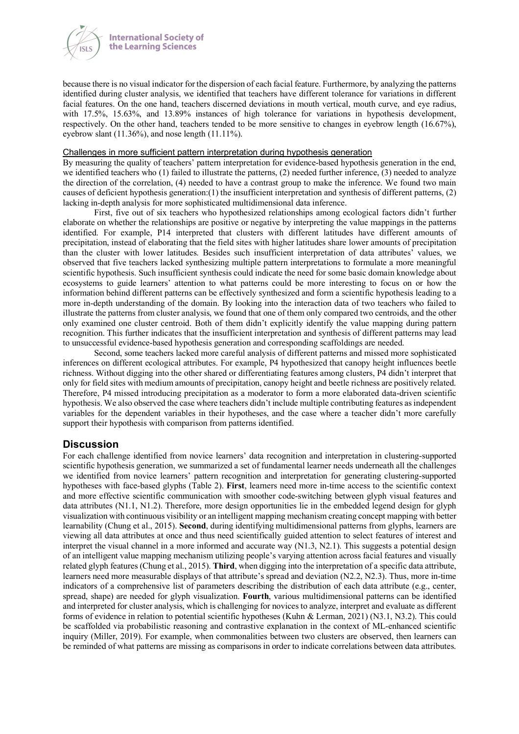because there is no visual indicator for the dispersion of each facial feature. Furthermore, by analyzing the patterns identified during cluster analysis, we identified that teachers have different tolerance for variations in different facial features. On the one hand, teachers discerned deviations in mouth vertical, mouth curve, and eye radius, with 17.5%, 15.63%, and 13.89% instances of high tolerance for variations in hypothesis development, respectively. On the other hand, teachers tended to be more sensitive to changes in eyebrow length (16.67%), eyebrow slant (11.36%), and nose length (11.11%).

### Challenges in more sufficient pattern interpretation during hypothesis generation

By measuring the quality of teachers' pattern interpretation for evidence-based hypothesis generation in the end, we identified teachers who (1) failed to illustrate the patterns, (2) needed further inference, (3) needed to analyze the direction of the correlation, (4) needed to have a contrast group to make the inference. We found two main causes of deficient hypothesis generation:(1) the insufficient interpretation and synthesis of different patterns, (2) lacking in-depth analysis for more sophisticated multidimensional data inference.

First, five out of six teachers who hypothesized relationships among ecological factors didn't further elaborate on whether the relationships are positive or negative by interpreting the value mappings in the patterns identified. For example, P14 interpreted that clusters with different latitudes have different amounts of precipitation, instead of elaborating that the field sites with higher latitudes share lower amounts of precipitation than the cluster with lower latitudes. Besides such insufficient interpretation of data attributes' values, we observed that five teachers lacked synthesizing multiple pattern interpretations to formulate a more meaningful scientific hypothesis. Such insufficient synthesis could indicate the need for some basic domain knowledge about ecosystems to guide learners' attention to what patterns could be more interesting to focus on or how the information behind different patterns can be effectively synthesized and form a scientific hypothesis leading to a more in-depth understanding of the domain. By looking into the interaction data of two teachers who failed to illustrate the patterns from cluster analysis, we found that one of them only compared two centroids, and the other only examined one cluster centroid. Both of them didn't explicitly identify the value mapping during pattern recognition. This further indicates that the insufficient interpretation and synthesis of different patterns may lead to unsuccessful evidence-based hypothesis generation and corresponding scaffoldings are needed.

Second, some teachers lacked more careful analysis of different patterns and missed more sophisticated inferences on different ecological attributes. For example, P4 hypothesized that canopy height influences beetle richness. Without digging into the other shared or differentiating features among clusters, P4 didn't interpret that only for field sites with medium amounts of precipitation, canopy height and beetle richness are positively related. Therefore, P4 missed introducing precipitation as a moderator to form a more elaborated data-driven scientific hypothesis. We also observed the case where teachers didn't include multiple contributing features as independent variables for the dependent variables in their hypotheses, and the case where a teacher didn't more carefully support their hypothesis with comparison from patterns identified.

## Discussion

For each challenge identified from novice learners' data recognition and interpretation in clustering-supported scientific hypothesis generation, we summarized a set of fundamental learner needs underneath all the challenges we identified from novice learners' pattern recognition and interpretation for generating clustering-supported hypotheses with face-based glyphs (Table 2). **First**, learners need more in-time access to the scientific context and more effective scientific communication with smoother code-switching between glyph visual features and data attributes (N1.1, N1.2). Therefore, more design opportunities lie in the embedded legend design for glyph visualization with continuous visibility or an intelligent mapping mechanism creating concept mapping with better learnability (Chung et al., 2015). **Second**, during identifying multidimensional patterns from glyphs, learners are viewing all data attributes at once and thus need scientifically guided attention to select features of interest and interpret the visual channel in a more informed and accurate way (N1.3, N2.1). This suggests a potential design of an intelligent value mapping mechanism utilizing people's varying attention across facial features and visually related glyph features (Chung et al., 2015). **Third**, when digging into the interpretation of a specific data attribute, learners need more measurable displays of that attribute's spread and deviation (N2.2, N2.3). Thus, more in-time indicators of a comprehensive list of parameters describing the distribution of each data attribute (e.g., center, spread, shape) are needed for glyph visualization. **Fourth**, various multidimensional patterns can be identified and interpreted for cluster analysis, which is challenging for novices to analyze, interpret and evaluate as different forms of evidence in relation to potential scientific hypotheses (Kuhn & Lerman, 2021) (N3.1, N3.2). This could be scaffolded via probabilistic reasoning and contrastive explanation in the context of ML-enhanced scientific inquiry (Miller, 2019). For example, when commonalities between two clusters are observed, then learners can be reminded of what patterns are missing as comparisons in order to indicate correlations between data attributes.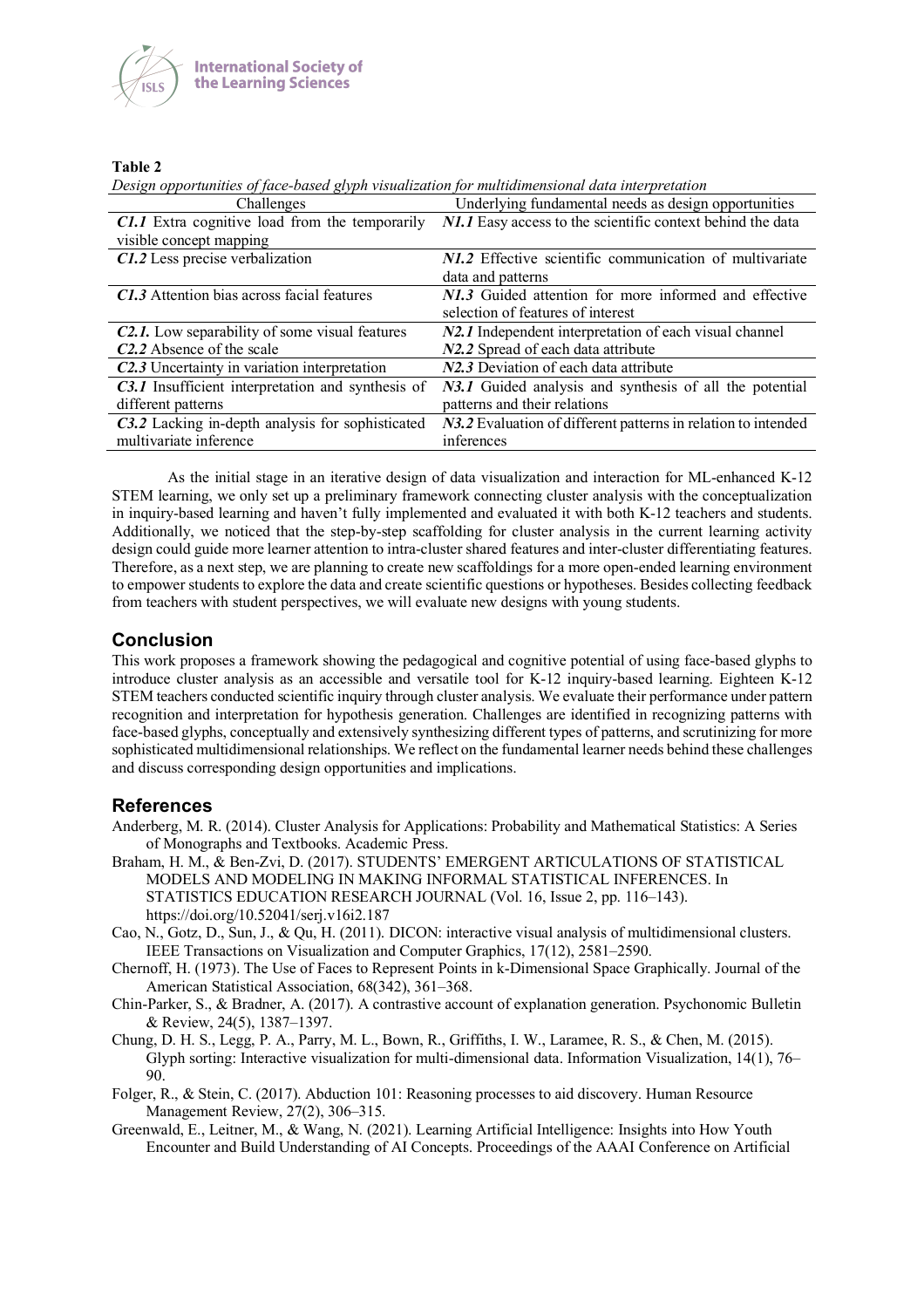**Table 2**

*Design opportunities of face-based glyph visualization for multidimensional data interpretation*

| Challenges | Underlying fundamental needs as design opportunities |
|---|---|
| ***C1.1*** Extra cognitive load from the temporarily visible concept mapping | ***N1.1*** Easy access to the scientific context behind the data |
| ***C1.2*** Less precise verbalization | ***N1.2*** Effective scientific communication of multivariate data and patterns |
| ***C1.3*** Attention bias across facial features | ***N1.3*** Guided attention for more informed and effective selection of features of interest |
| ***C2.1.*** Low separability of some visual features | ***N2.1*** Independent interpretation of each visual channel |
| ***C2.2*** Absence of the scale | ***N2.2*** Spread of each data attribute |
| ***C2.3*** Uncertainty in variation interpretation | ***N2.3*** Deviation of each data attribute |
| ***C3.1*** Insufficient interpretation and synthesis of different patterns | ***N3.1*** Guided analysis and synthesis of all the potential patterns and their relations |
| ***C3.2*** Lacking in-depth analysis for sophisticated multivariate inference | ***N3.2*** Evaluation of different patterns in relation to intended inferences |

As the initial stage in an iterative design of data visualization and interaction for ML-enhanced K-12 STEM learning, we only set up a preliminary framework connecting cluster analysis with the conceptualization in inquiry-based learning and haven't fully implemented and evaluated it with both K-12 teachers and students. Additionally, we noticed that the step-by-step scaffolding for cluster analysis in the current learning activity design could guide more learner attention to intra-cluster shared features and inter-cluster differentiating features. Therefore, as a next step, we are planning to create new scaffoldings for a more open-ended learning environment to empower students to explore the data and create scientific questions or hypotheses. Besides collecting feedback from teachers with student perspectives, we will evaluate new designs with young students.

## Conclusion

This work proposes a framework showing the pedagogical and cognitive potential of using face-based glyphs to introduce cluster analysis as an accessible and versatile tool for K-12 inquiry-based learning. Eighteen K-12 STEM teachers conducted scientific inquiry through cluster analysis. We evaluate their performance under pattern recognition and interpretation for hypothesis generation. Challenges are identified in recognizing patterns with face-based glyphs, conceptually and extensively synthesizing different types of patterns, and scrutinizing for more sophisticated multidimensional relationships. We reflect on the fundamental learner needs behind these challenges and discuss corresponding design opportunities and implications.

## References

Anderberg, M. R. (2014). Cluster Analysis for Applications: Probability and Mathematical Statistics: A Series of Monographs and Textbooks. Academic Press.

Braham, H. M., & Ben-Zvi, D. (2017). STUDENTS' EMERGENT ARTICULATIONS OF STATISTICAL MODELS AND MODELING IN MAKING INFORMAL STATISTICAL INFERENCES. In STATISTICS EDUCATION RESEARCH JOURNAL (Vol. 16, Issue 2, pp. 116–143). https://doi.org/10.52041/serj.v16i2.187

Cao, N., Gotz, D., Sun, J., & Qu, H. (2011). DICON: interactive visual analysis of multidimensional clusters. IEEE Transactions on Visualization and Computer Graphics, 17(12), 2581–2590.

Chernoff, H. (1973). The Use of Faces to Represent Points in k-Dimensional Space Graphically. Journal of the American Statistical Association, 68(342), 361–368.

Chin-Parker, S., & Bradner, A. (2017). A contrastive account of explanation generation. Psychonomic Bulletin & Review, 24(5), 1387–1397.

Chung, D. H. S., Legg, P. A., Parry, M. L., Bown, R., Griffiths, I. W., Laramee, R. S., & Chen, M. (2015). Glyph sorting: Interactive visualization for multi-dimensional data. Information Visualization, 14(1), 76–90.

Folger, R., & Stein, C. (2017). Abduction 101: Reasoning processes to aid discovery. Human Resource Management Review, 27(2), 306–315.

Greenwald, E., Leitner, M., & Wang, N. (2021). Learning Artificial Intelligence: Insights into How Youth Encounter and Build Understanding of AI Concepts. Proceedings of the AAAI Conference on Artificial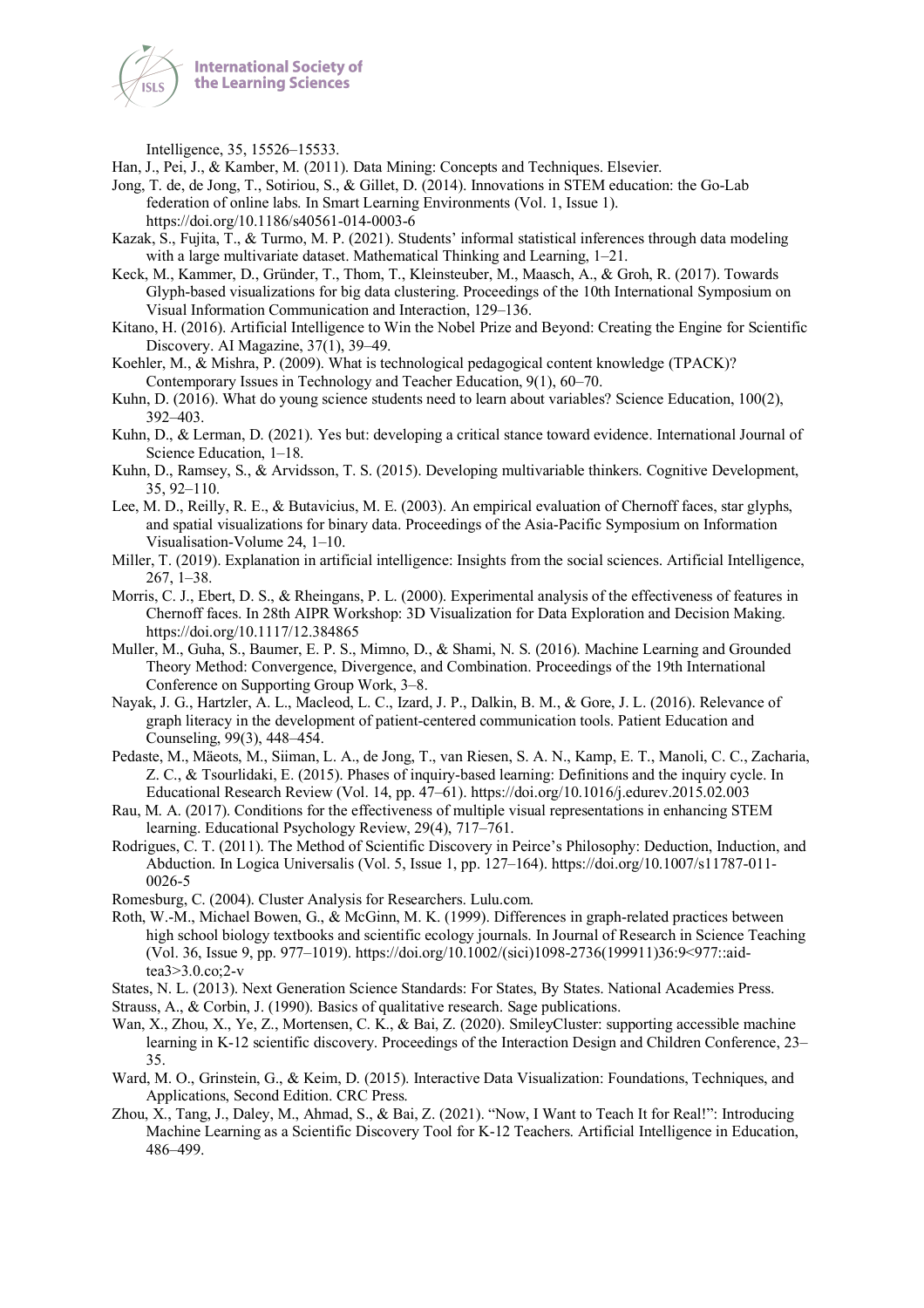Intelligence, 35, 15526–15533.

Han, J., Pei, J., & Kamber, M. (2011). Data Mining: Concepts and Techniques. Elsevier.

Jong, T. de, de Jong, T., Sotiriou, S., & Gillet, D. (2014). Innovations in STEM education: the Go-Lab federation of online labs. In Smart Learning Environments (Vol. 1, Issue 1). https://doi.org/10.1186/s40561-014-0003-6

Kazak, S., Fujita, T., & Turmo, M. P. (2021). Students' informal statistical inferences through data modeling with a large multivariate dataset. Mathematical Thinking and Learning, 1–21.

Keck, M., Kammer, D., Gründer, T., Thom, T., Kleinsteuber, M., Maasch, A., & Groh, R. (2017). Towards Glyph-based visualizations for big data clustering. Proceedings of the 10th International Symposium on Visual Information Communication and Interaction, 129–136.

Kitano, H. (2016). Artificial Intelligence to Win the Nobel Prize and Beyond: Creating the Engine for Scientific Discovery. AI Magazine, 37(1), 39–49.

Koehler, M., & Mishra, P. (2009). What is technological pedagogical content knowledge (TPACK)? Contemporary Issues in Technology and Teacher Education, 9(1), 60–70.

Kuhn, D. (2016). What do young science students need to learn about variables? Science Education, 100(2), 392–403.

Kuhn, D., & Lerman, D. (2021). Yes but: developing a critical stance toward evidence. International Journal of Science Education, 1–18.

Kuhn, D., Ramsey, S., & Arvidsson, T. S. (2015). Developing multivariable thinkers. Cognitive Development, 35, 92–110.

Lee, M. D., Reilly, R. E., & Butavicius, M. E. (2003). An empirical evaluation of Chernoff faces, star glyphs, and spatial visualizations for binary data. Proceedings of the Asia-Pacific Symposium on Information Visualisation-Volume 24, 1–10.

Miller, T. (2019). Explanation in artificial intelligence: Insights from the social sciences. Artificial Intelligence, 267, 1–38.

Morris, C. J., Ebert, D. S., & Rheingans, P. L. (2000). Experimental analysis of the effectiveness of features in Chernoff faces. In 28th AIPR Workshop: 3D Visualization for Data Exploration and Decision Making. https://doi.org/10.1117/12.384865

Muller, M., Guha, S., Baumer, E. P. S., Mimno, D., & Shami, N. S. (2016). Machine Learning and Grounded Theory Method: Convergence, Divergence, and Combination. Proceedings of the 19th International Conference on Supporting Group Work, 3–8.

Nayak, J. G., Hartzler, A. L., Macleod, L. C., Izard, J. P., Dalkin, B. M., & Gore, J. L. (2016). Relevance of graph literacy in the development of patient-centered communication tools. Patient Education and Counseling, 99(3), 448–454.

Pedaste, M., Mäeots, M., Siiman, L. A., de Jong, T., van Riesen, S. A. N., Kamp, E. T., Manoli, C. C., Zacharia, Z. C., & Tsourlidaki, E. (2015). Phases of inquiry-based learning: Definitions and the inquiry cycle. In Educational Research Review (Vol. 14, pp. 47–61). https://doi.org/10.1016/j.edurev.2015.02.003

Rau, M. A. (2017). Conditions for the effectiveness of multiple visual representations in enhancing STEM learning. Educational Psychology Review, 29(4), 717–761.

Rodrigues, C. T. (2011). The Method of Scientific Discovery in Peirce's Philosophy: Deduction, Induction, and Abduction. In Logica Universalis (Vol. 5, Issue 1, pp. 127–164). https://doi.org/10.1007/s11787-011-0026-5

Romesburg, C. (2004). Cluster Analysis for Researchers. Lulu.com.

Roth, W.-M., Michael Bowen, G., & McGinn, M. K. (1999). Differences in graph-related practices between high school biology textbooks and scientific ecology journals. In Journal of Research in Science Teaching (Vol. 36, Issue 9, pp. 977–1019). https://doi.org/10.1002/(sici)1098-2736(199911)36:9<977::aid-tea3>3.0.co;2-v

States, N. L. (2013). Next Generation Science Standards: For States, By States. National Academies Press.

Strauss, A., & Corbin, J. (1990). Basics of qualitative research. Sage publications.

Wan, X., Zhou, X., Ye, Z., Mortensen, C. K., & Bai, Z. (2020). SmileyCluster: supporting accessible machine learning in K-12 scientific discovery. Proceedings of the Interaction Design and Children Conference, 23–35.

Ward, M. O., Grinstein, G., & Keim, D. (2015). Interactive Data Visualization: Foundations, Techniques, and Applications, Second Edition. CRC Press.

Zhou, X., Tang, J., Daley, M., Ahmad, S., & Bai, Z. (2021). "Now, I Want to Teach It for Real!": Introducing Machine Learning as a Scientific Discovery Tool for K-12 Teachers. Artificial Intelligence in Education, 486–499.